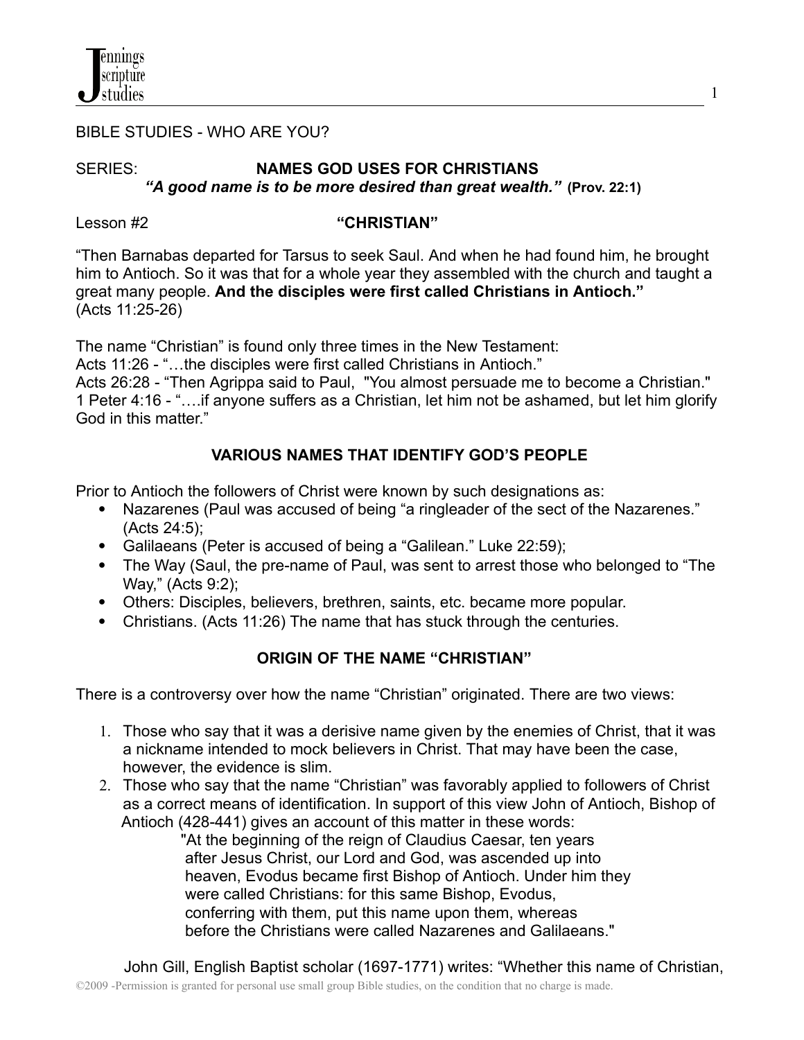BIBLE STUDIES - WHO ARE YOU?

SERIES: **NAMES GOD USES FOR CHRISTIANS**

***"A good name is to be more desired than great wealth."*** **(Prov. 22:1)**

Lesson #2 **"CHRISTIAN"**

"Then Barnabas departed for Tarsus to seek Saul. And when he had found him, he brought him to Antioch. So it was that for a whole year they assembled with the church and taught a great many people. **And the disciples were first called Christians in Antioch."** (Acts 11:25-26)

The name "Christian" is found only three times in the New Testament:
Acts 11:26 - "…the disciples were first called Christians in Antioch."
Acts 26:28 - "Then Agrippa said to Paul, "You almost persuade me to become a Christian."
1 Peter 4:16 - "….if anyone suffers as a Christian, let him not be ashamed, but let him glorify God in this matter."

## VARIOUS NAMES THAT IDENTIFY GOD'S PEOPLE

Prior to Antioch the followers of Christ were known by such designations as:

- Nazarenes (Paul was accused of being "a ringleader of the sect of the Nazarenes." (Acts 24:5);
- Galilaeans (Peter is accused of being a "Galilean." Luke 22:59);
- The Way (Saul, the pre-name of Paul, was sent to arrest those who belonged to "The Way," (Acts 9:2);
- Others: Disciples, believers, brethren, saints, etc. became more popular.
- Christians. (Acts 11:26) The name that has stuck through the centuries.

## ORIGIN OF THE NAME "CHRISTIAN"

There is a controversy over how the name "Christian" originated. There are two views:

1. Those who say that it was a derisive name given by the enemies of Christ, that it was a nickname intended to mock believers in Christ. That may have been the case, however, the evidence is slim.
2. Those who say that the name "Christian" was favorably applied to followers of Christ as a correct means of identification. In support of this view John of Antioch, Bishop of Antioch (428-441) gives an account of this matter in these words:

> "At the beginning of the reign of Claudius Caesar, ten years after Jesus Christ, our Lord and God, was ascended up into heaven, Evodus became first Bishop of Antioch. Under him they were called Christians: for this same Bishop, Evodus, conferring with them, put this name upon them, whereas before the Christians were called Nazarenes and Galilaeans."

John Gill, English Baptist scholar (1697-1771) writes: "Whether this name of Christian,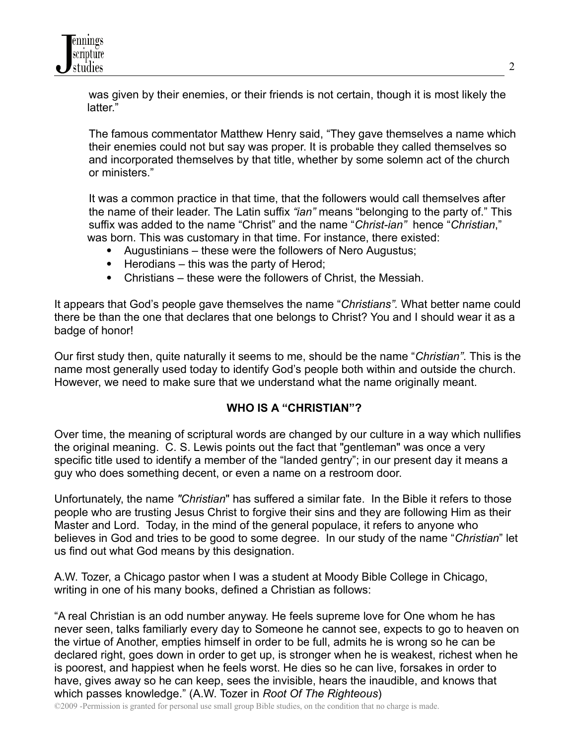was given by their enemies, or their friends is not certain, though it is most likely the latter."

The famous commentator Matthew Henry said, "They gave themselves a name which their enemies could not but say was proper. It is probable they called themselves so and incorporated themselves by that title, whether by some solemn act of the church or ministers."

It was a common practice in that time, that the followers would call themselves after the name of their leader. The Latin suffix *"ian"* means "belonging to the party of." This suffix was added to the name "Christ" and the name "*Christ-ian"* hence "*Christian*," was born. This was customary in that time. For instance, there existed:

- Augustinians – these were the followers of Nero Augustus;
- Herodians – this was the party of Herod;
- Christians – these were the followers of Christ, the Messiah.

It appears that God's people gave themselves the name "*Christians".* What better name could there be than the one that declares that one belongs to Christ? You and I should wear it as a badge of honor!

Our first study then, quite naturally it seems to me, should be the name "*Christian"*. This is the name most generally used today to identify God's people both within and outside the church. However, we need to make sure that we understand what the name originally meant.

## WHO IS A "CHRISTIAN"?

Over time, the meaning of scriptural words are changed by our culture in a way which nullifies the original meaning. C. S. Lewis points out the fact that "gentleman" was once a very specific title used to identify a member of the "landed gentry"; in our present day it means a guy who does something decent, or even a name on a restroom door.

Unfortunately, the name *"Christian*" has suffered a similar fate. In the Bible it refers to those people who are trusting Jesus Christ to forgive their sins and they are following Him as their Master and Lord. Today, in the mind of the general populace, it refers to anyone who believes in God and tries to be good to some degree. In our study of the name "*Christian*" let us find out what God means by this designation.

A.W. Tozer, a Chicago pastor when I was a student at Moody Bible College in Chicago, writing in one of his many books, defined a Christian as follows:

"A real Christian is an odd number anyway. He feels supreme love for One whom he has never seen, talks familiarly every day to Someone he cannot see, expects to go to heaven on the virtue of Another, empties himself in order to be full, admits he is wrong so he can be declared right, goes down in order to get up, is stronger when he is weakest, richest when he is poorest, and happiest when he feels worst. He dies so he can live, forsakes in order to have, gives away so he can keep, sees the invisible, hears the inaudible, and knows that which passes knowledge." (A.W. Tozer in *Root Of The Righteous*)

©2009 -Permission is granted for personal use small group Bible studies, on the condition that no charge is made.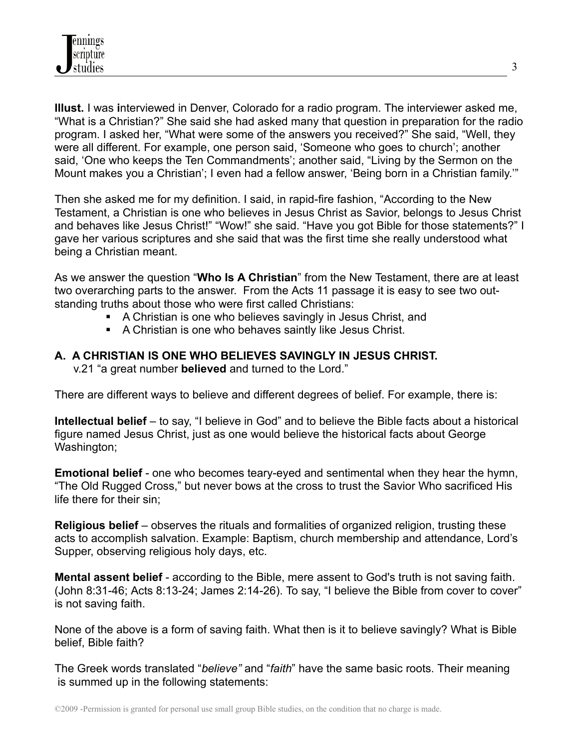**Illust.** I was **i**nterviewed in Denver, Colorado for a radio program. The interviewer asked me, "What is a Christian?" She said she had asked many that question in preparation for the radio program. I asked her, "What were some of the answers you received?" She said, "Well, they were all different. For example, one person said, 'Someone who goes to church'; another said, 'One who keeps the Ten Commandments'; another said, "Living by the Sermon on the Mount makes you a Christian'; I even had a fellow answer, 'Being born in a Christian family.'"

Then she asked me for my definition. I said, in rapid-fire fashion, "According to the New Testament, a Christian is one who believes in Jesus Christ as Savior, belongs to Jesus Christ and behaves like Jesus Christ!" "Wow!" she said. "Have you got Bible for those statements?" I gave her various scriptures and she said that was the first time she really understood what being a Christian meant.

As we answer the question "**Who Is A Christian**" from the New Testament, there are at least two overarching parts to the answer. From the Acts 11 passage it is easy to see two out-standing truths about those who were first called Christians:

- A Christian is one who believes savingly in Jesus Christ, and
- A Christian is one who behaves saintly like Jesus Christ.

### A. A CHRISTIAN IS ONE WHO BELIEVES SAVINGLY IN JESUS CHRIST.

v.21 "a great number **believed** and turned to the Lord."

There are different ways to believe and different degrees of belief. For example, there is:

**Intellectual belief** – to say, "I believe in God" and to believe the Bible facts about a historical figure named Jesus Christ, just as one would believe the historical facts about George Washington;

**Emotional belief** - one who becomes teary-eyed and sentimental when they hear the hymn, "The Old Rugged Cross," but never bows at the cross to trust the Savior Who sacrificed His life there for their sin;

**Religious belief** – observes the rituals and formalities of organized religion, trusting these acts to accomplish salvation. Example: Baptism, church membership and attendance, Lord's Supper, observing religious holy days, etc.

**Mental assent belief** - according to the Bible, mere assent to God's truth is not saving faith. (John 8:31-46; Acts 8:13-24; James 2:14-26). To say, "I believe the Bible from cover to cover" is not saving faith.

None of the above is a form of saving faith. What then is it to believe savingly? What is Bible belief, Bible faith?

The Greek words translated "*believe"* and "*faith*" have the same basic roots. Their meaning is summed up in the following statements: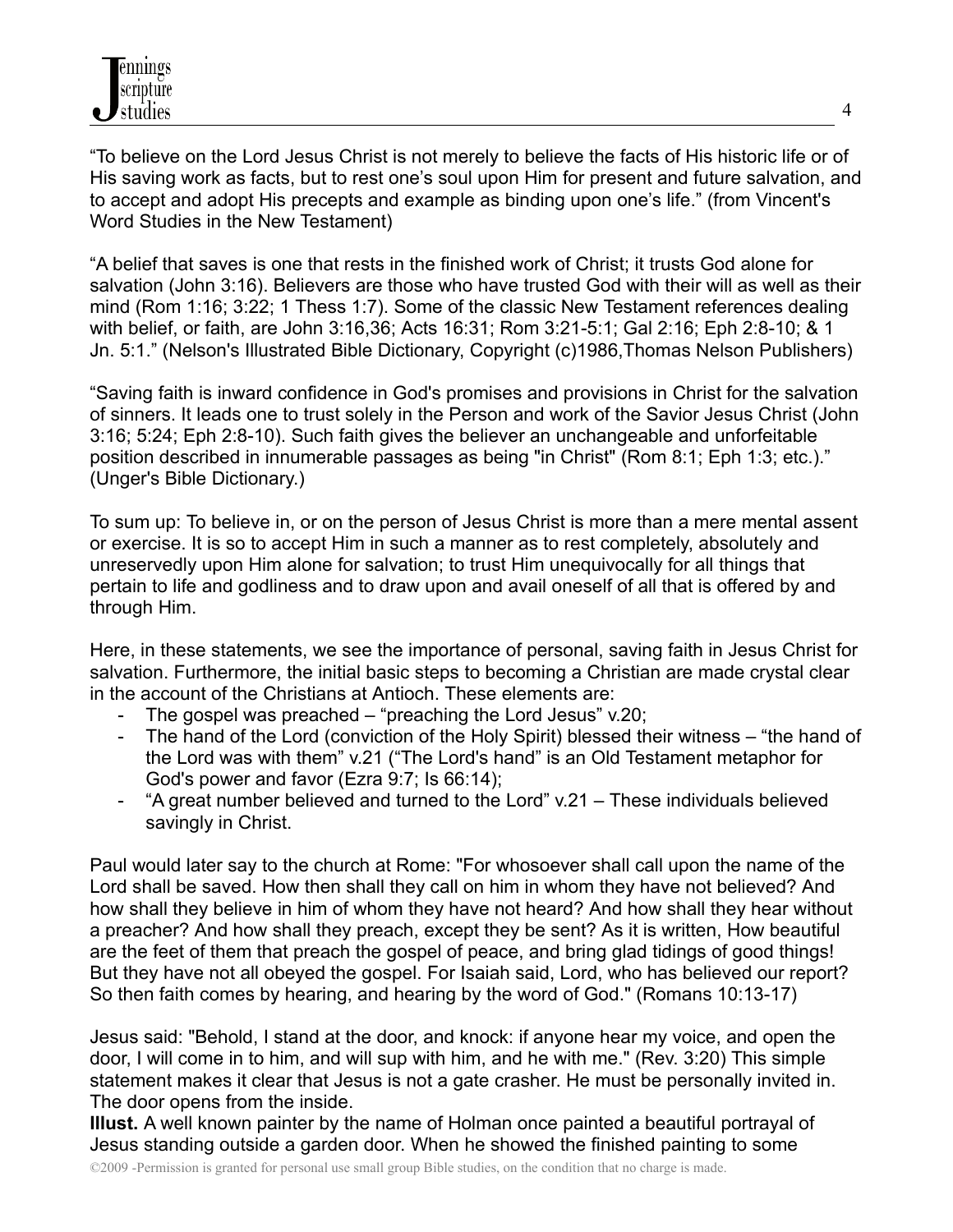"To believe on the Lord Jesus Christ is not merely to believe the facts of His historic life or of His saving work as facts, but to rest one's soul upon Him for present and future salvation, and to accept and adopt His precepts and example as binding upon one's life." (from Vincent's Word Studies in the New Testament)

"A belief that saves is one that rests in the finished work of Christ; it trusts God alone for salvation (John 3:16). Believers are those who have trusted God with their will as well as their mind (Rom 1:16; 3:22; 1 Thess 1:7). Some of the classic New Testament references dealing with belief, or faith, are John 3:16,36; Acts 16:31; Rom 3:21-5:1; Gal 2:16; Eph 2:8-10; & 1 Jn. 5:1." (Nelson's Illustrated Bible Dictionary, Copyright (c)1986,Thomas Nelson Publishers)

"Saving faith is inward confidence in God's promises and provisions in Christ for the salvation of sinners. It leads one to trust solely in the Person and work of the Savior Jesus Christ (John 3:16; 5:24; Eph 2:8-10). Such faith gives the believer an unchangeable and unforfeitable position described in innumerable passages as being "in Christ" (Rom 8:1; Eph 1:3; etc.)." (Unger's Bible Dictionary.)

To sum up: To believe in, or on the person of Jesus Christ is more than a mere mental assent or exercise. It is so to accept Him in such a manner as to rest completely, absolutely and unreservedly upon Him alone for salvation; to trust Him unequivocally for all things that pertain to life and godliness and to draw upon and avail oneself of all that is offered by and through Him.

Here, in these statements, we see the importance of personal, saving faith in Jesus Christ for salvation. Furthermore, the initial basic steps to becoming a Christian are made crystal clear in the account of the Christians at Antioch. These elements are:

- The gospel was preached – "preaching the Lord Jesus" v.20;
- The hand of the Lord (conviction of the Holy Spirit) blessed their witness – "the hand of the Lord was with them" v.21 ("The Lord's hand" is an Old Testament metaphor for God's power and favor (Ezra 9:7; Is 66:14);
- "A great number believed and turned to the Lord" v.21 – These individuals believed savingly in Christ.

Paul would later say to the church at Rome: "For whosoever shall call upon the name of the Lord shall be saved. How then shall they call on him in whom they have not believed? And how shall they believe in him of whom they have not heard? And how shall they hear without a preacher? And how shall they preach, except they be sent? As it is written, How beautiful are the feet of them that preach the gospel of peace, and bring glad tidings of good things! But they have not all obeyed the gospel. For Isaiah said, Lord, who has believed our report? So then faith comes by hearing, and hearing by the word of God." (Romans 10:13-17)

Jesus said: "Behold, I stand at the door, and knock: if anyone hear my voice, and open the door, I will come in to him, and will sup with him, and he with me." (Rev. 3:20) This simple statement makes it clear that Jesus is not a gate crasher. He must be personally invited in. The door opens from the inside.

**Illust.** A well known painter by the name of Holman once painted a beautiful portrayal of Jesus standing outside a garden door. When he showed the finished painting to some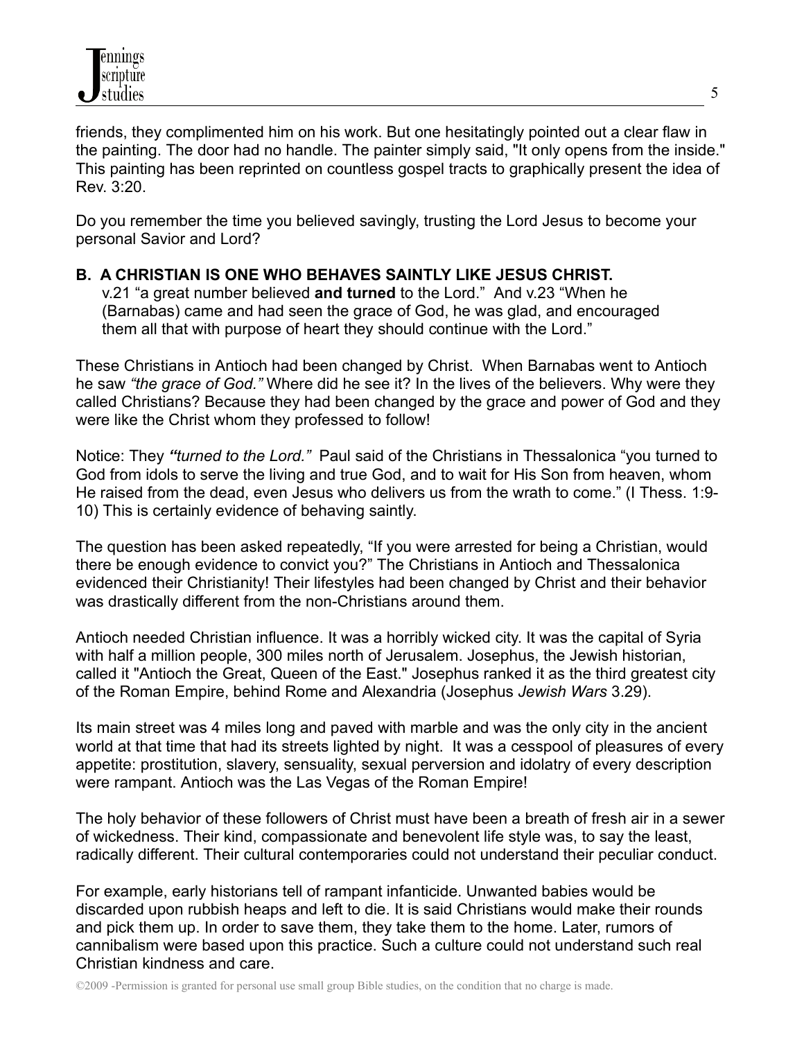friends, they complimented him on his work. But one hesitatingly pointed out a clear flaw in the painting. The door had no handle. The painter simply said, "It only opens from the inside." This painting has been reprinted on countless gospel tracts to graphically present the idea of Rev. 3:20.

Do you remember the time you believed savingly, trusting the Lord Jesus to become your personal Savior and Lord?

**B. A CHRISTIAN IS ONE WHO BEHAVES SAINTLY LIKE JESUS CHRIST.**

v.21 "a great number believed **and turned** to the Lord." And v.23 "When he (Barnabas) came and had seen the grace of God, he was glad, and encouraged them all that with purpose of heart they should continue with the Lord."

These Christians in Antioch had been changed by Christ. When Barnabas went to Antioch he saw *"the grace of God."* Where did he see it? In the lives of the believers. Why were they called Christians? Because they had been changed by the grace and power of God and they were like the Christ whom they professed to follow!

Notice: They ***"turned to the Lord."*** Paul said of the Christians in Thessalonica "you turned to God from idols to serve the living and true God, and to wait for His Son from heaven, whom He raised from the dead, even Jesus who delivers us from the wrath to come." (I Thess. 1:9-10) This is certainly evidence of behaving saintly.

The question has been asked repeatedly, "If you were arrested for being a Christian, would there be enough evidence to convict you?" The Christians in Antioch and Thessalonica evidenced their Christianity! Their lifestyles had been changed by Christ and their behavior was drastically different from the non-Christians around them.

Antioch needed Christian influence. It was a horribly wicked city. It was the capital of Syria with half a million people, 300 miles north of Jerusalem. Josephus, the Jewish historian, called it "Antioch the Great, Queen of the East." Josephus ranked it as the third greatest city of the Roman Empire, behind Rome and Alexandria (Josephus *Jewish Wars* 3.29).

Its main street was 4 miles long and paved with marble and was the only city in the ancient world at that time that had its streets lighted by night. It was a cesspool of pleasures of every appetite: prostitution, slavery, sensuality, sexual perversion and idolatry of every description were rampant. Antioch was the Las Vegas of the Roman Empire!

The holy behavior of these followers of Christ must have been a breath of fresh air in a sewer of wickedness. Their kind, compassionate and benevolent life style was, to say the least, radically different. Their cultural contemporaries could not understand their peculiar conduct.

For example, early historians tell of rampant infanticide. Unwanted babies would be discarded upon rubbish heaps and left to die. It is said Christians would make their rounds and pick them up. In order to save them, they take them to the home. Later, rumors of cannibalism were based upon this practice. Such a culture could not understand such real Christian kindness and care.

©2009 -Permission is granted for personal use small group Bible studies, on the condition that no charge is made.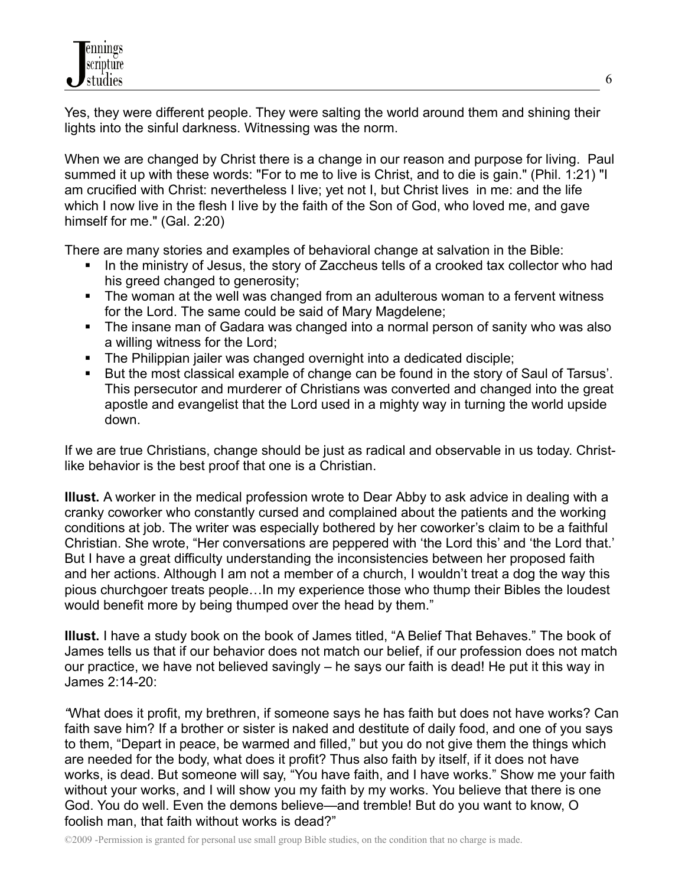Yes, they were different people. They were salting the world around them and shining their lights into the sinful darkness. Witnessing was the norm.

When we are changed by Christ there is a change in our reason and purpose for living. Paul summed it up with these words: "For to me to live is Christ, and to die is gain." (Phil. 1:21) "I am crucified with Christ: nevertheless I live; yet not I, but Christ lives in me: and the life which I now live in the flesh I live by the faith of the Son of God, who loved me, and gave himself for me." (Gal. 2:20)

There are many stories and examples of behavioral change at salvation in the Bible:

- In the ministry of Jesus, the story of Zaccheus tells of a crooked tax collector who had his greed changed to generosity;
- The woman at the well was changed from an adulterous woman to a fervent witness for the Lord. The same could be said of Mary Magdelene;
- The insane man of Gadara was changed into a normal person of sanity who was also a willing witness for the Lord;
- The Philippian jailer was changed overnight into a dedicated disciple;
- But the most classical example of change can be found in the story of Saul of Tarsus'. This persecutor and murderer of Christians was converted and changed into the great apostle and evangelist that the Lord used in a mighty way in turning the world upside down.

If we are true Christians, change should be just as radical and observable in us today. Christ-like behavior is the best proof that one is a Christian.

**Illust.** A worker in the medical profession wrote to Dear Abby to ask advice in dealing with a cranky coworker who constantly cursed and complained about the patients and the working conditions at job. The writer was especially bothered by her coworker's claim to be a faithful Christian. She wrote, "Her conversations are peppered with 'the Lord this' and 'the Lord that.' But I have a great difficulty understanding the inconsistencies between her proposed faith and her actions. Although I am not a member of a church, I wouldn't treat a dog the way this pious churchgoer treats people…In my experience those who thump their Bibles the loudest would benefit more by being thumped over the head by them."

**Illust.** I have a study book on the book of James titled, "A Belief That Behaves." The book of James tells us that if our behavior does not match our belief, if our profession does not match our practice, we have not believed savingly – he says our faith is dead! He put it this way in James 2:14-20:

*"*What does it profit, my brethren, if someone says he has faith but does not have works? Can faith save him? If a brother or sister is naked and destitute of daily food, and one of you says to them, "Depart in peace, be warmed and filled," but you do not give them the things which are needed for the body, what does it profit? Thus also faith by itself, if it does not have works, is dead. But someone will say, "You have faith, and I have works." Show me your faith without your works, and I will show you my faith by my works. You believe that there is one God. You do well. Even the demons believe—and tremble! But do you want to know, O foolish man, that faith without works is dead?"

©2009 -Permission is granted for personal use small group Bible studies, on the condition that no charge is made.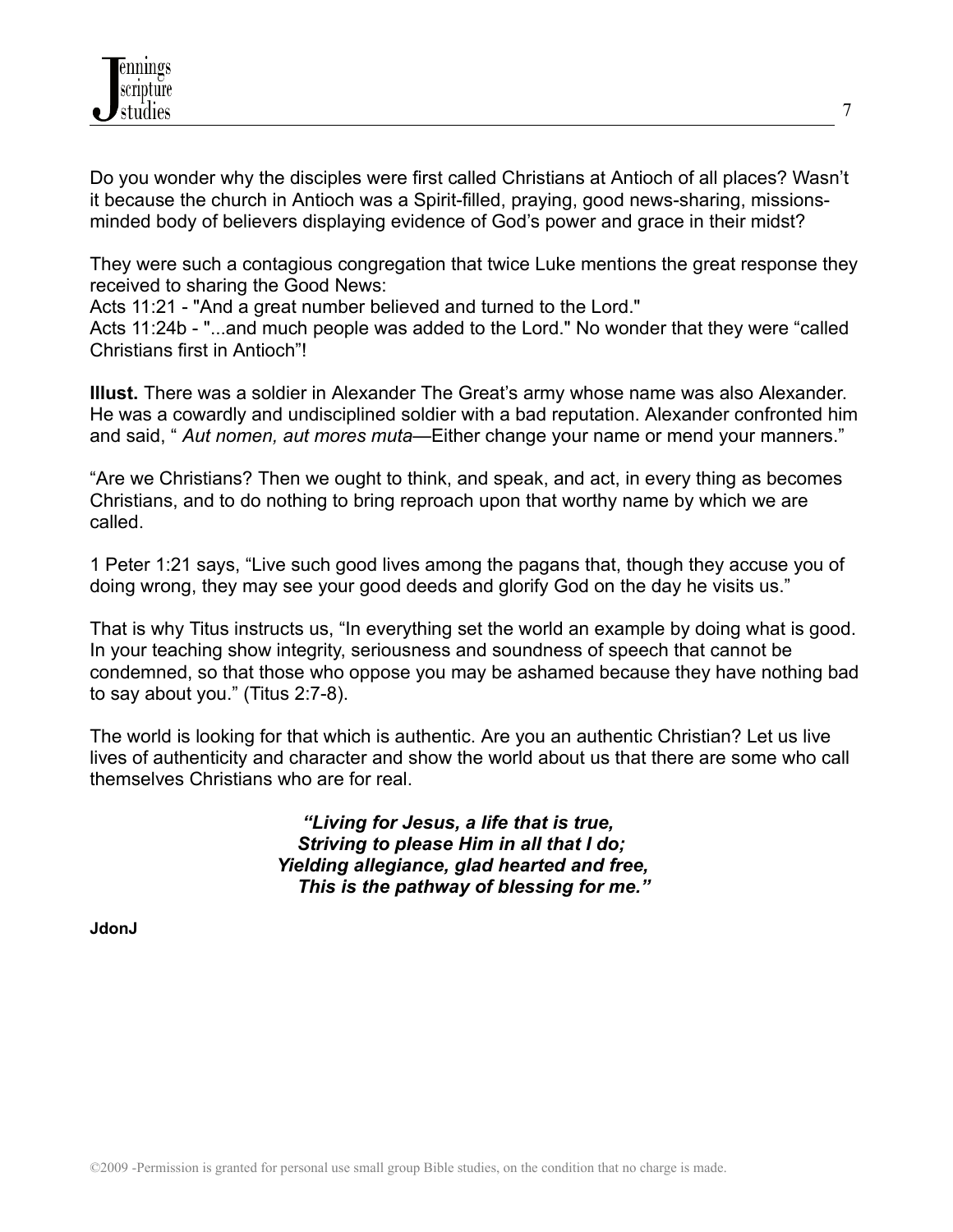Do you wonder why the disciples were first called Christians at Antioch of all places? Wasn't it because the church in Antioch was a Spirit-filled, praying, good news-sharing, missions-minded body of believers displaying evidence of God's power and grace in their midst?

They were such a contagious congregation that twice Luke mentions the great response they received to sharing the Good News:
Acts 11:21 - "And a great number believed and turned to the Lord."
Acts 11:24b - "...and much people was added to the Lord." No wonder that they were "called Christians first in Antioch"!

**Illust.** There was a soldier in Alexander The Great's army whose name was also Alexander. He was a cowardly and undisciplined soldier with a bad reputation. Alexander confronted him and said, " *Aut nomen, aut mores muta*—Either change your name or mend your manners."

"Are we Christians? Then we ought to think, and speak, and act, in every thing as becomes Christians, and to do nothing to bring reproach upon that worthy name by which we are called.

1 Peter 1:21 says, "Live such good lives among the pagans that, though they accuse you of doing wrong, they may see your good deeds and glorify God on the day he visits us."

That is why Titus instructs us, "In everything set the world an example by doing what is good. In your teaching show integrity, seriousness and soundness of speech that cannot be condemned, so that those who oppose you may be ashamed because they have nothing bad to say about you." (Titus 2:7-8).

The world is looking for that which is authentic. Are you an authentic Christian? Let us live lives of authenticity and character and show the world about us that there are some who call themselves Christians who are for real.

***"Living for Jesus, a life that is true,***
***Striving to please Him in all that I do;***
***Yielding allegiance, glad hearted and free,***
***This is the pathway of blessing for me."***

**JdonJ**

©2009 -Permission is granted for personal use small group Bible studies, on the condition that no charge is made.